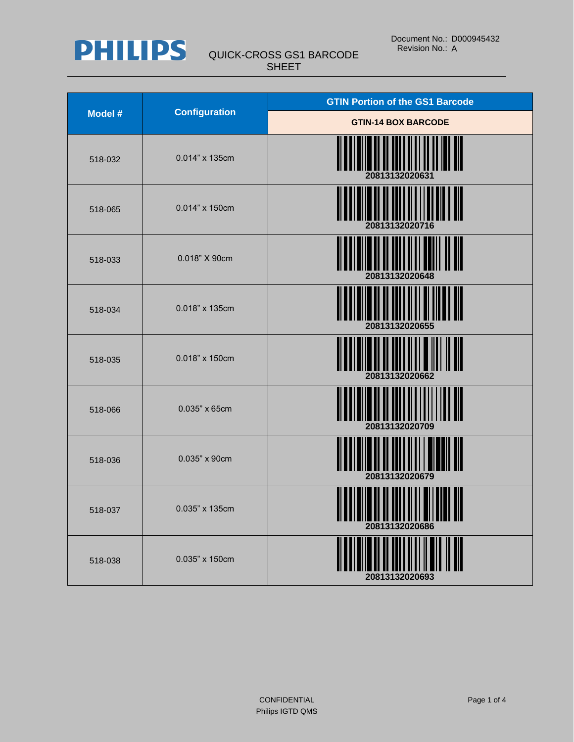# QUICK-CROSS GS1 BARCODE SHEET

Document No.: D000945432
Revision No.: A

| Model # | Configuration | GTIN Portion of the GS1 Barcode |
|---|---|---|
| | | GTIN-14 BOX BARCODE |
| 518-032 | 0.014" x 135cm | 20813132020631 |
| 518-065 | 0.014" x 150cm | 20813132020716 |
| 518-033 | 0.018" X 90cm | 20813132020648 |
| 518-034 | 0.018" x 135cm | 20813132020655 |
| 518-035 | 0.018" x 150cm | 20813132020662 |
| 518-066 | 0.035" x 65cm | 20813132020709 |
| 518-036 | 0.035" x 90cm | 20813132020679 |
| 518-037 | 0.035" x 135cm | 20813132020686 |
| 518-038 | 0.035" x 150cm | 20813132020693 |

CONFIDENTIAL
Philips IGTD QMS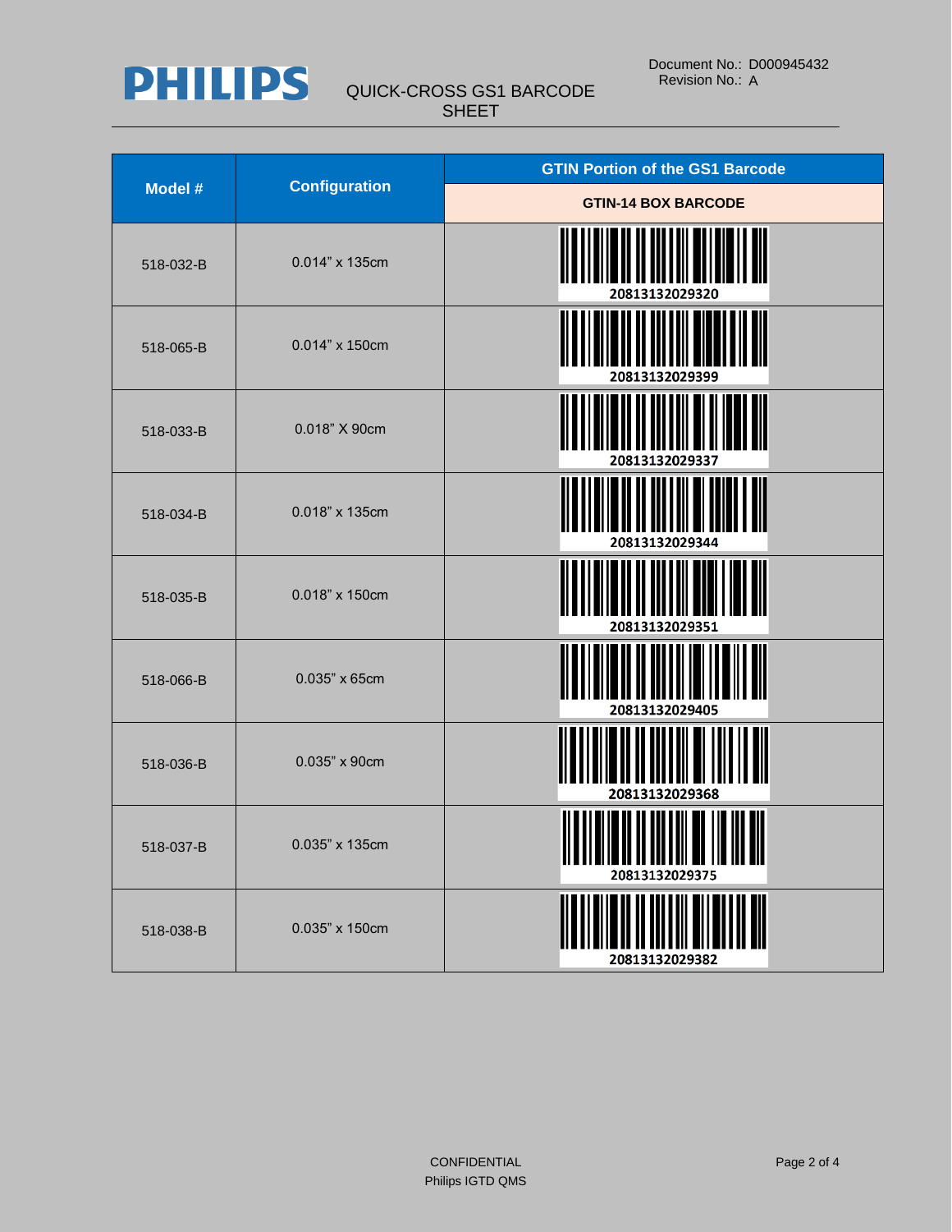# QUICK-CROSS GS1 BARCODE SHEET

Document No.: D000945432
Revision No.: A

| Model # | Configuration | GTIN Portion of the GS1 Barcode |
|---|---|---|
| | | GTIN-14 BOX BARCODE |
| 518-032-B | 0.014” x 135cm | 20813132029320 |
| 518-065-B | 0.014” x 150cm | 20813132029399 |
| 518-033-B | 0.018” X 90cm | 20813132029337 |
| 518-034-B | 0.018” x 135cm | 20813132029344 |
| 518-035-B | 0.018” x 150cm | 20813132029351 |
| 518-066-B | 0.035” x 65cm | 20813132029405 |
| 518-036-B | 0.035” x 90cm | 20813132029368 |
| 518-037-B | 0.035” x 135cm | 20813132029375 |
| 518-038-B | 0.035” x 150cm | 20813132029382 |

CONFIDENTIAL
Philips IGTD QMS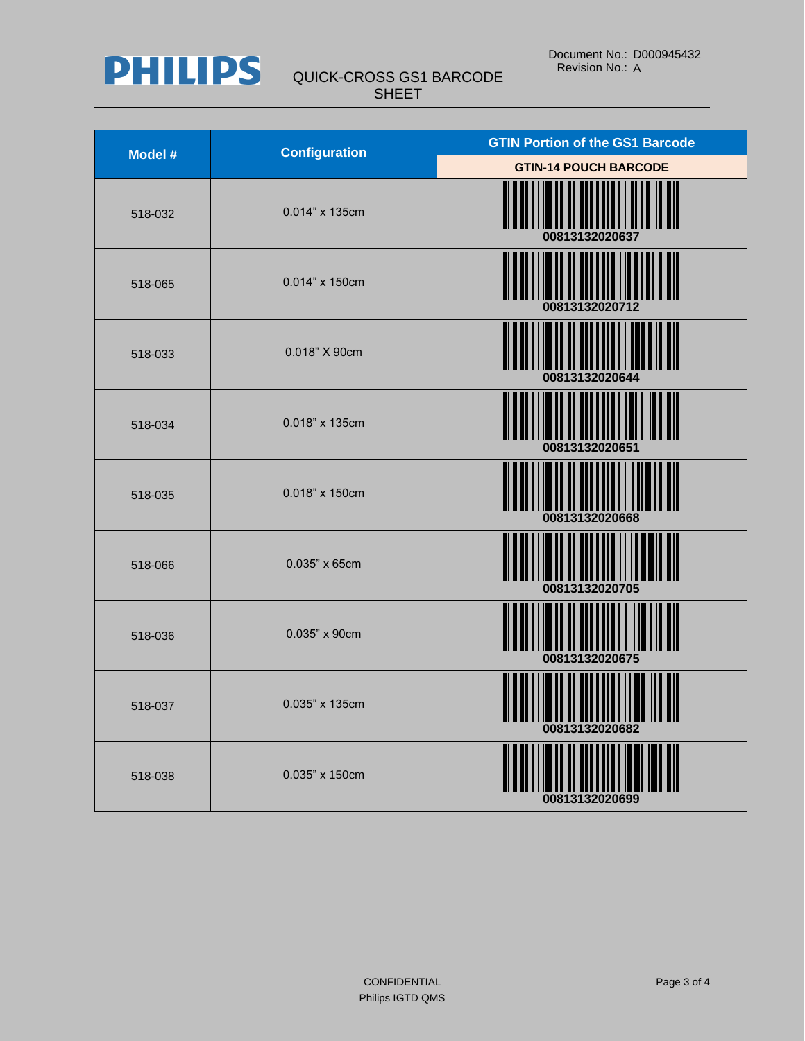QUICK-CROSS GS1 BARCODE SHEET

Document No.: D000945432
Revision No.: A

| Model # | Configuration | GTIN Portion of the GS1 Barcode |
|---|---|---|
| | | GTIN-14 POUCH BARCODE |
| 518-032 | 0.014" x 135cm | 00813132020637 |
| 518-065 | 0.014" x 150cm | 00813132020712 |
| 518-033 | 0.018" X 90cm | 00813132020644 |
| 518-034 | 0.018" x 135cm | 00813132020651 |
| 518-035 | 0.018" x 150cm | 00813132020668 |
| 518-066 | 0.035" x 65cm | 00813132020705 |
| 518-036 | 0.035" x 90cm | 00813132020675 |
| 518-037 | 0.035" x 135cm | 00813132020682 |
| 518-038 | 0.035" x 150cm | 00813132020699 |

CONFIDENTIAL
Philips IGTD QMS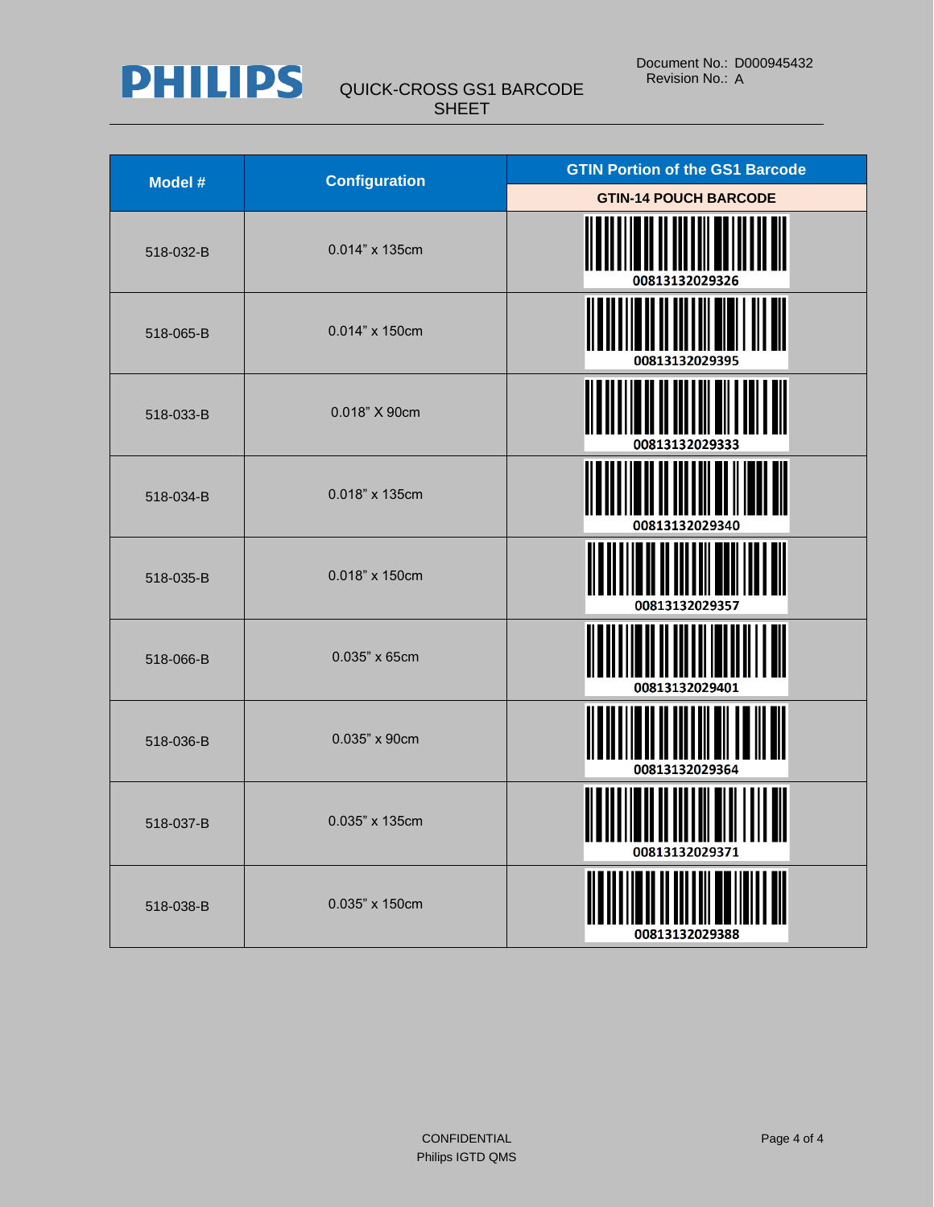PHILIPS

QUICK-CROSS GS1 BARCODE SHEET

Document No.: D000945432
Revision No.: A

| Model # | Configuration | GTIN Portion of the GS1 Barcode |
|---|---|---|
| | | GTIN-14 POUCH BARCODE |
| 518-032-B | 0.014" x 135cm | 00813132029326 |
| 518-065-B | 0.014" x 150cm | 00813132029395 |
| 518-033-B | 0.018" X 90cm | 00813132029333 |
| 518-034-B | 0.018" x 135cm | 00813132029340 |
| 518-035-B | 0.018" x 150cm | 00813132029357 |
| 518-066-B | 0.035" x 65cm | 00813132029401 |
| 518-036-B | 0.035" x 90cm | 00813132029364 |
| 518-037-B | 0.035" x 135cm | 00813132029371 |
| 518-038-B | 0.035" x 150cm | 00813132029388 |

CONFIDENTIAL
Philips IGTD QMS